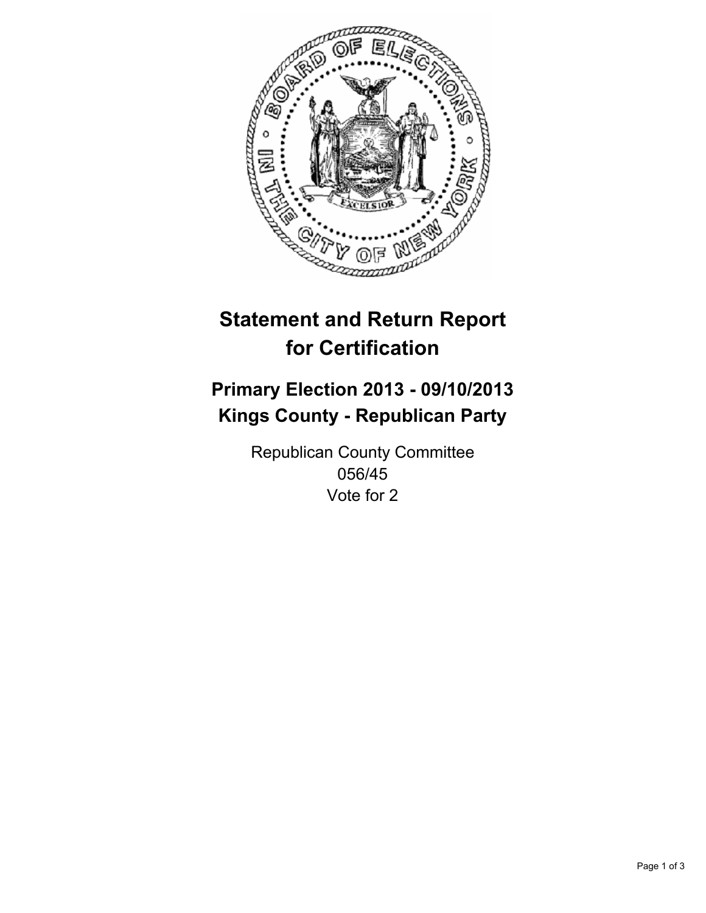# Statement and Return Report for Certification

## Primary Election 2013 - 09/10/2013
## Kings County - Republican Party

Republican County Committee
056/45
Vote for 2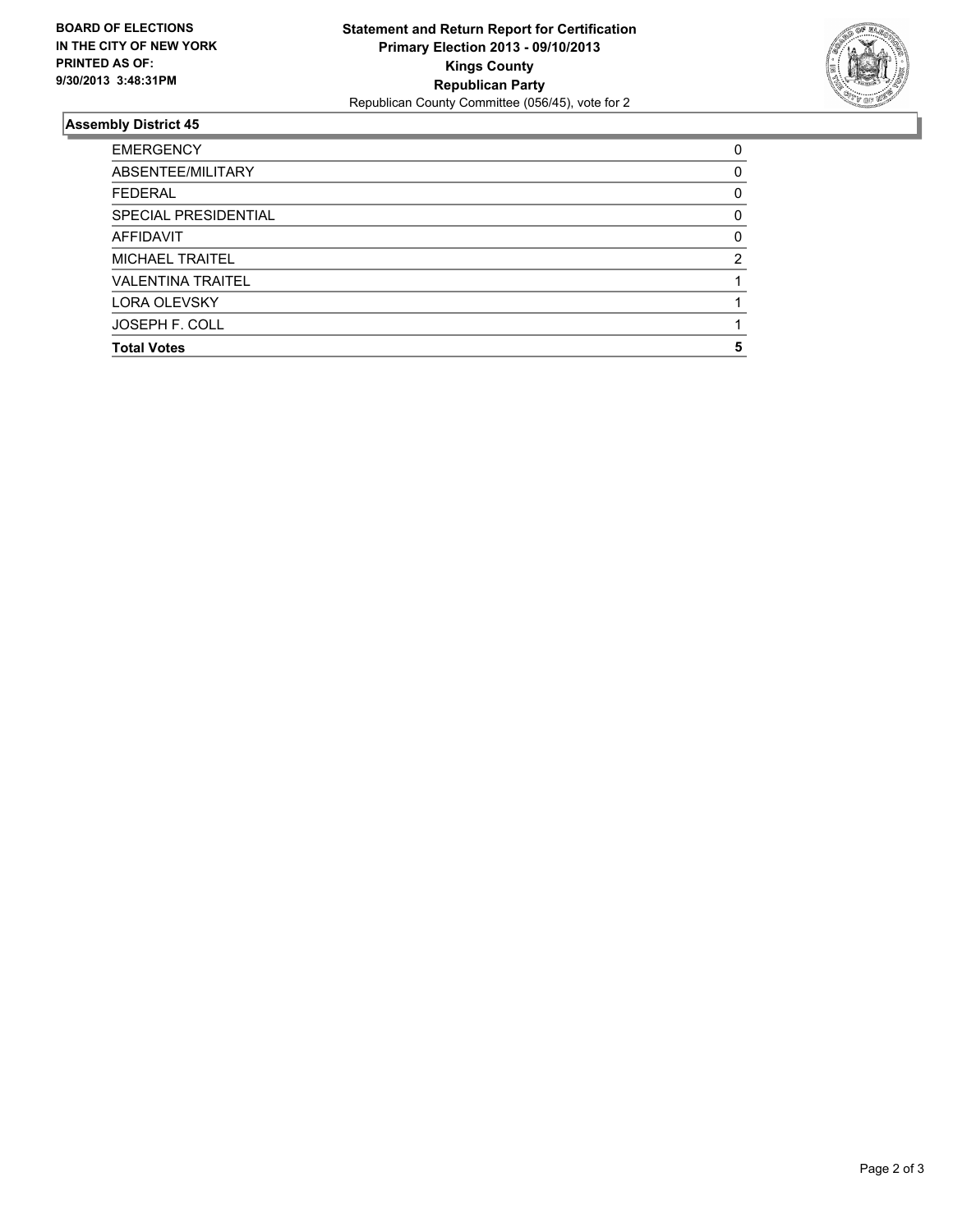**BOARD OF ELECTIONS IN THE CITY OF NEW YORK PRINTED AS OF: 9/30/2013 3:48:31PM**

**Statement and Return Report for Certification**
**Primary Election 2013 - 09/10/2013**
**Kings County**
**Republican Party**
Republican County Committee (056/45), vote for 2

### Assembly District 45

| | |
|---|---|
| EMERGENCY | 0 |
| ABSENTEE/MILITARY | 0 |
| FEDERAL | 0 |
| SPECIAL PRESIDENTIAL | 0 |
| AFFIDAVIT | 0 |
| MICHAEL TRAITEL | 2 |
| VALENTINA TRAITEL | 1 |
| LORA OLEVSKY | 1 |
| JOSEPH F. COLL | 1 |
| **Total Votes** | **5** |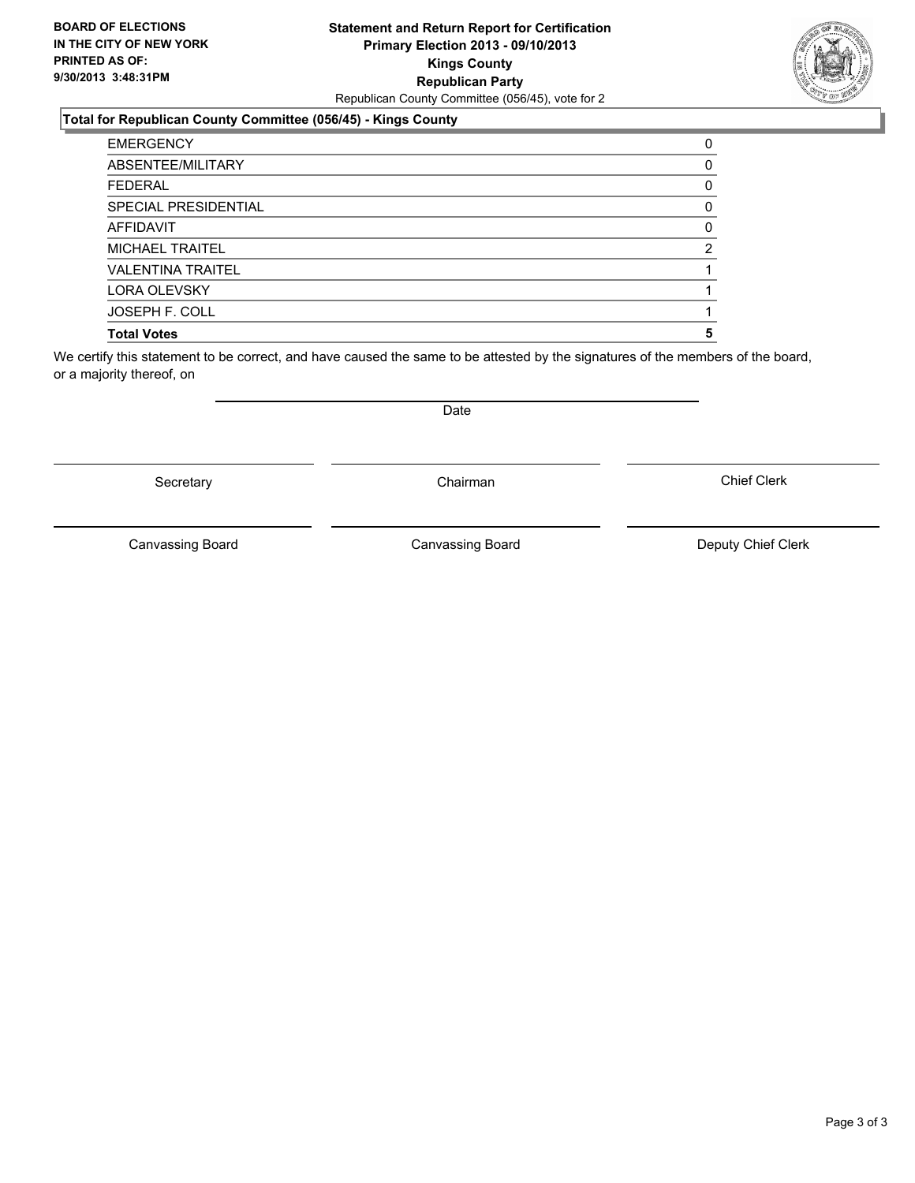**BOARD OF ELECTIONS IN THE CITY OF NEW YORK PRINTED AS OF: 9/30/2013 3:48:31PM**

**Statement and Return Report for Certification**
**Primary Election 2013 - 09/10/2013**
**Kings County**
**Republican Party**
Republican County Committee (056/45), vote for 2

### Total for Republican County Committee (056/45) - Kings County

| | |
|---|---|
| EMERGENCY | 0 |
| ABSENTEE/MILITARY | 0 |
| FEDERAL | 0 |
| SPECIAL PRESIDENTIAL | 0 |
| AFFIDAVIT | 0 |
| MICHAEL TRAITEL | 2 |
| VALENTINA TRAITEL | 1 |
| LORA OLEVSKY | 1 |
| JOSEPH F. COLL | 1 |
| **Total Votes** | **5** |

We certify this statement to be correct, and have caused the same to be attested by the signatures of the members of the board, or a majority thereof, on

Date

Secretary

Chairman

Chief Clerk

Canvassing Board

Canvassing Board

Deputy Chief Clerk